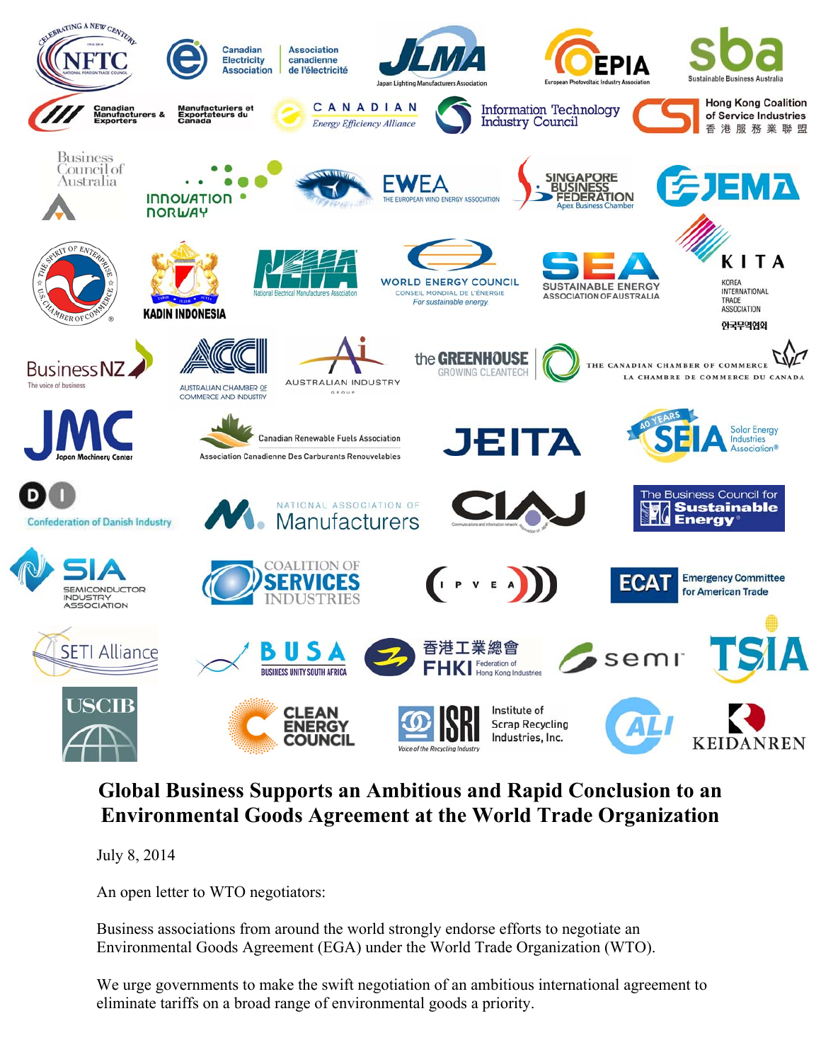# Global Business Supports an Ambitious and Rapid Conclusion to an Environmental Goods Agreement at the World Trade Organization

July 8, 2014

An open letter to WTO negotiators:

Business associations from around the world strongly endorse efforts to negotiate an Environmental Goods Agreement (EGA) under the World Trade Organization (WTO).

We urge governments to make the swift negotiation of an ambitious international agreement to eliminate tariffs on a broad range of environmental goods a priority.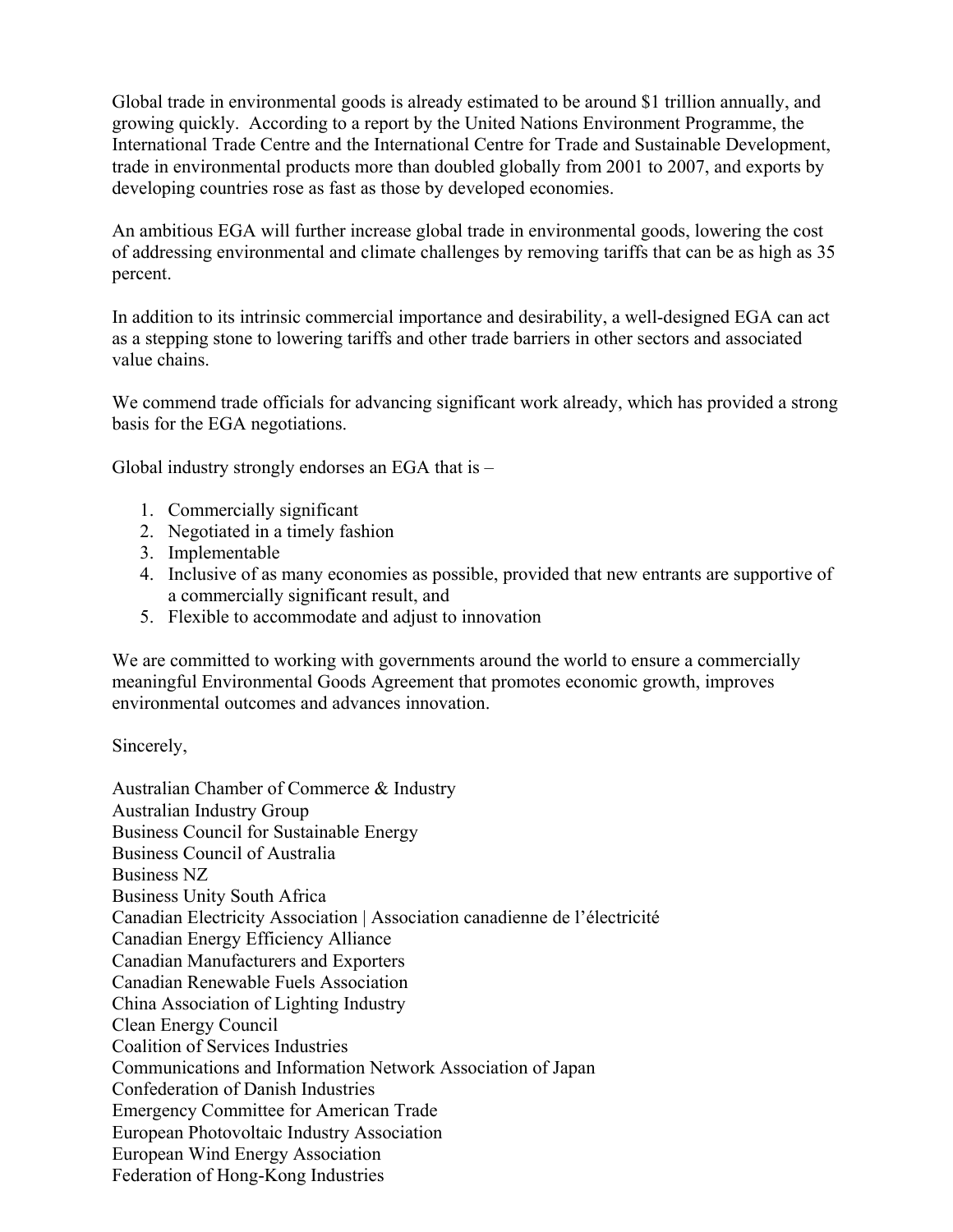Global trade in environmental goods is already estimated to be around $1 trillion annually, and growing quickly. According to a report by the United Nations Environment Programme, the International Trade Centre and the International Centre for Trade and Sustainable Development, trade in environmental products more than doubled globally from 2001 to 2007, and exports by developing countries rose as fast as those by developed economies.

An ambitious EGA will further increase global trade in environmental goods, lowering the cost of addressing environmental and climate challenges by removing tariffs that can be as high as 35 percent.

In addition to its intrinsic commercial importance and desirability, a well-designed EGA can act as a stepping stone to lowering tariffs and other trade barriers in other sectors and associated value chains.

We commend trade officials for advancing significant work already, which has provided a strong basis for the EGA negotiations.

Global industry strongly endorses an EGA that is –

1. Commercially significant
2. Negotiated in a timely fashion
3. Implementable
4. Inclusive of as many economies as possible, provided that new entrants are supportive of a commercially significant result, and
5. Flexible to accommodate and adjust to innovation

We are committed to working with governments around the world to ensure a commercially meaningful Environmental Goods Agreement that promotes economic growth, improves environmental outcomes and advances innovation.

Sincerely,

Australian Chamber of Commerce & Industry
Australian Industry Group
Business Council for Sustainable Energy
Business Council of Australia
Business NZ
Business Unity South Africa
Canadian Electricity Association | Association canadienne de l'électricité
Canadian Energy Efficiency Alliance
Canadian Manufacturers and Exporters
Canadian Renewable Fuels Association
China Association of Lighting Industry
Clean Energy Council
Coalition of Services Industries
Communications and Information Network Association of Japan
Confederation of Danish Industries
Emergency Committee for American Trade
European Photovoltaic Industry Association
European Wind Energy Association
Federation of Hong-Kong Industries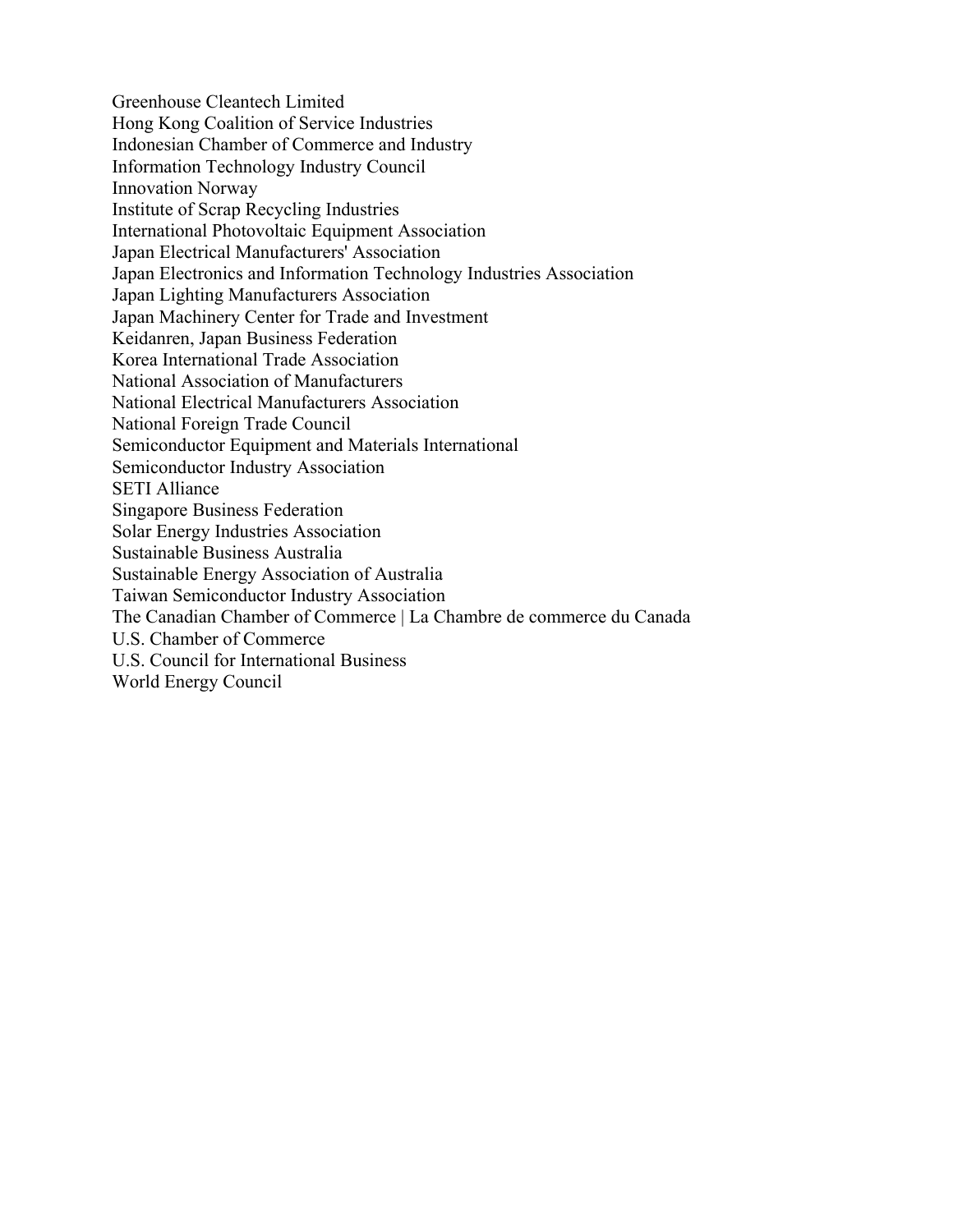Greenhouse Cleantech Limited
Hong Kong Coalition of Service Industries
Indonesian Chamber of Commerce and Industry
Information Technology Industry Council
Innovation Norway
Institute of Scrap Recycling Industries
International Photovoltaic Equipment Association
Japan Electrical Manufacturers' Association
Japan Electronics and Information Technology Industries Association
Japan Lighting Manufacturers Association
Japan Machinery Center for Trade and Investment
Keidanren, Japan Business Federation
Korea International Trade Association
National Association of Manufacturers
National Electrical Manufacturers Association
National Foreign Trade Council
Semiconductor Equipment and Materials International
Semiconductor Industry Association
SETI Alliance
Singapore Business Federation
Solar Energy Industries Association
Sustainable Business Australia
Sustainable Energy Association of Australia
Taiwan Semiconductor Industry Association
The Canadian Chamber of Commerce | La Chambre de commerce du Canada
U.S. Chamber of Commerce
U.S. Council for International Business
World Energy Council